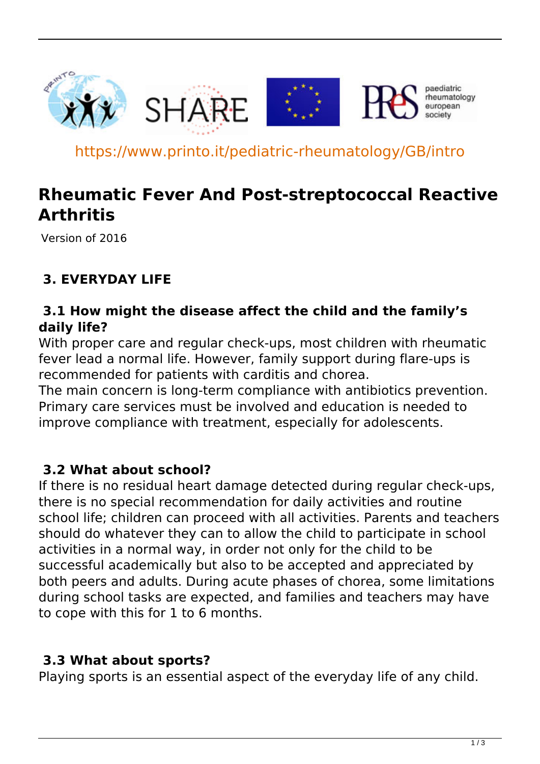https://www.printo.it/pediatric-rheumatology/GB/intro

# Rheumatic Fever And Post-streptococcal Reactive Arthritis

Version of 2016

## 3. EVERYDAY LIFE

### 3.1 How might the disease affect the child and the family's daily life?

With proper care and regular check-ups, most children with rheumatic fever lead a normal life. However, family support during flare-ups is recommended for patients with carditis and chorea.
The main concern is long-term compliance with antibiotics prevention. Primary care services must be involved and education is needed to improve compliance with treatment, especially for adolescents.

### 3.2 What about school?

If there is no residual heart damage detected during regular check-ups, there is no special recommendation for daily activities and routine school life; children can proceed with all activities. Parents and teachers should do whatever they can to allow the child to participate in school activities in a normal way, in order not only for the child to be successful academically but also to be accepted and appreciated by both peers and adults. During acute phases of chorea, some limitations during school tasks are expected, and families and teachers may have to cope with this for 1 to 6 months.

### 3.3 What about sports?

Playing sports is an essential aspect of the everyday life of any child.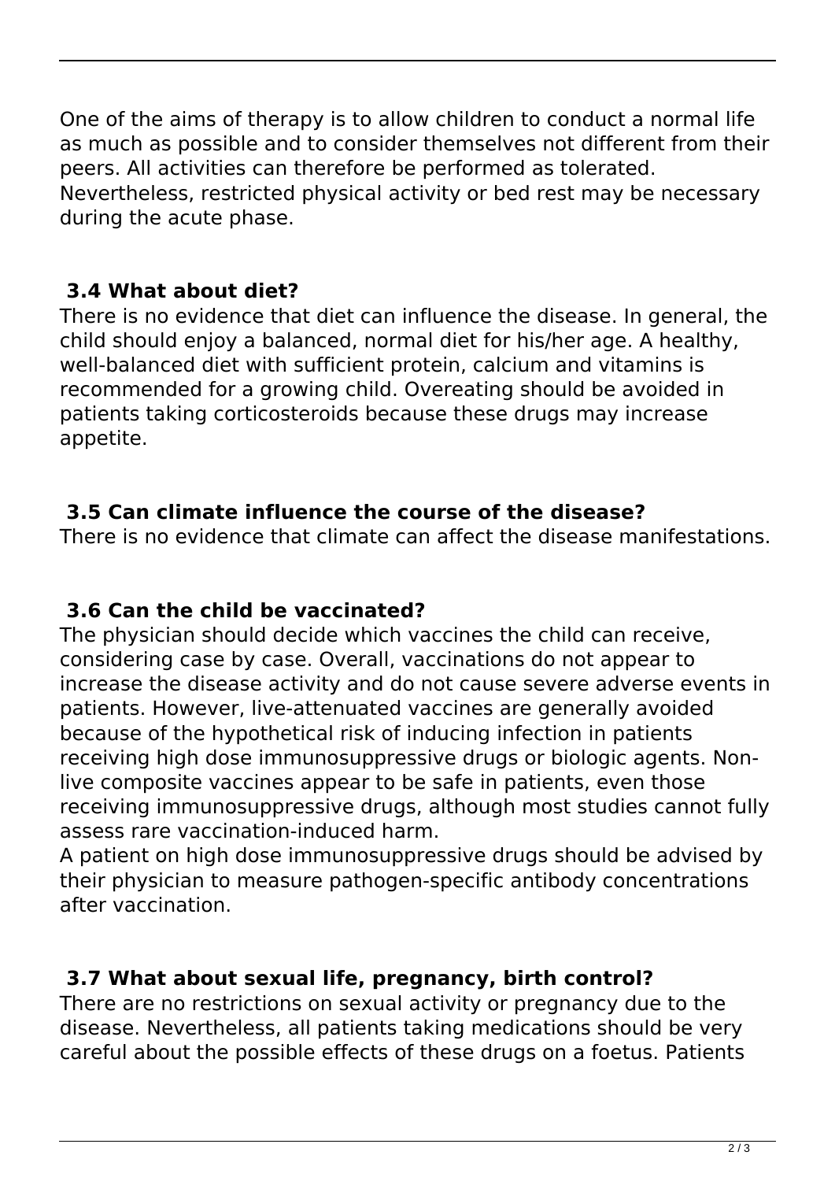One of the aims of therapy is to allow children to conduct a normal life as much as possible and to consider themselves not different from their peers. All activities can therefore be performed as tolerated. Nevertheless, restricted physical activity or bed rest may be necessary during the acute phase.

### 3.4 What about diet?

There is no evidence that diet can influence the disease. In general, the child should enjoy a balanced, normal diet for his/her age. A healthy, well-balanced diet with sufficient protein, calcium and vitamins is recommended for a growing child. Overeating should be avoided in patients taking corticosteroids because these drugs may increase appetite.

### 3.5 Can climate influence the course of the disease?

There is no evidence that climate can affect the disease manifestations.

### 3.6 Can the child be vaccinated?

The physician should decide which vaccines the child can receive, considering case by case. Overall, vaccinations do not appear to increase the disease activity and do not cause severe adverse events in patients. However, live-attenuated vaccines are generally avoided because of the hypothetical risk of inducing infection in patients receiving high dose immunosuppressive drugs or biologic agents. Non-live composite vaccines appear to be safe in patients, even those receiving immunosuppressive drugs, although most studies cannot fully assess rare vaccination-induced harm.

A patient on high dose immunosuppressive drugs should be advised by their physician to measure pathogen-specific antibody concentrations after vaccination.

### 3.7 What about sexual life, pregnancy, birth control?

There are no restrictions on sexual activity or pregnancy due to the disease. Nevertheless, all patients taking medications should be very careful about the possible effects of these drugs on a foetus. Patients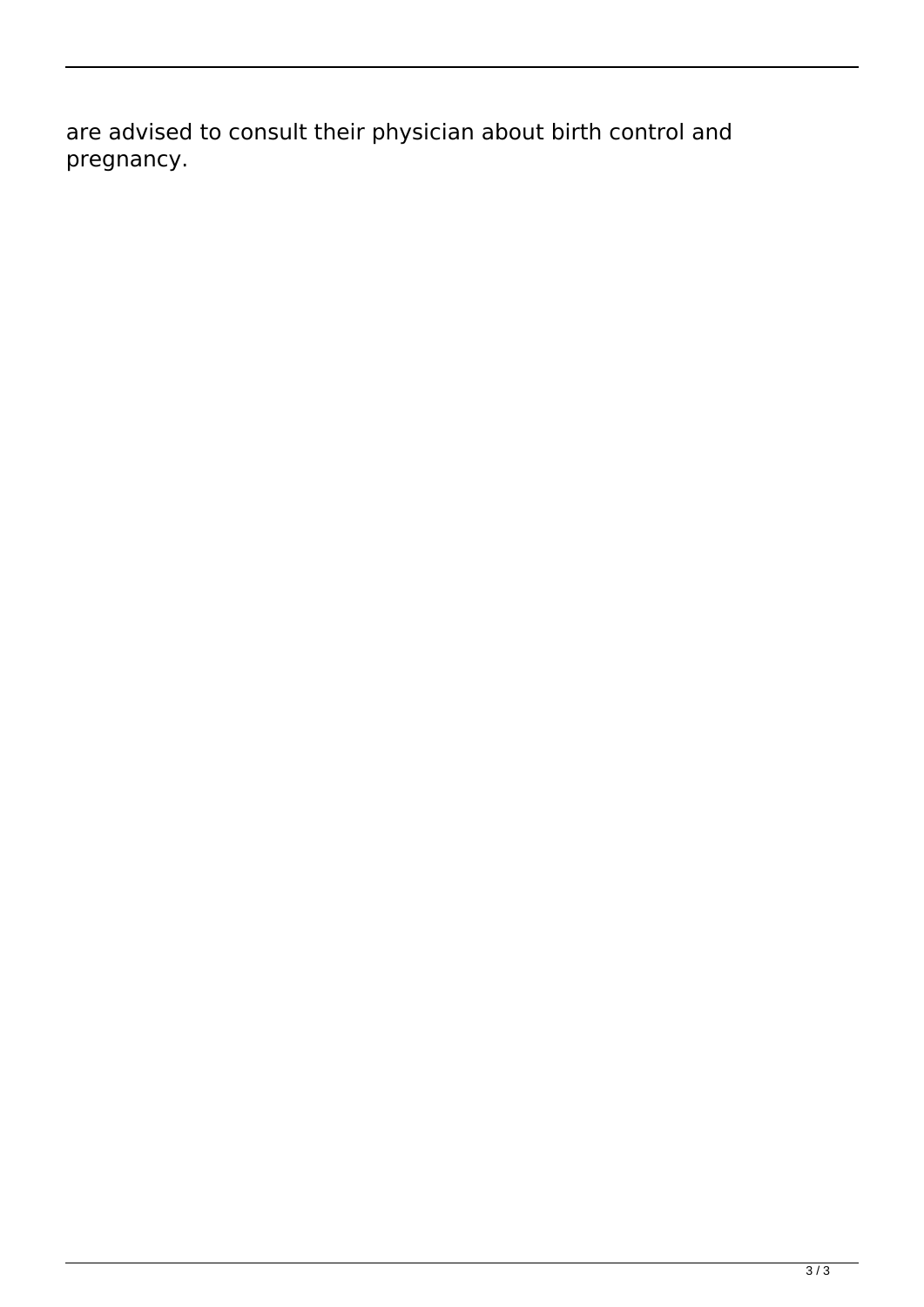are advised to consult their physician about birth control and pregnancy.